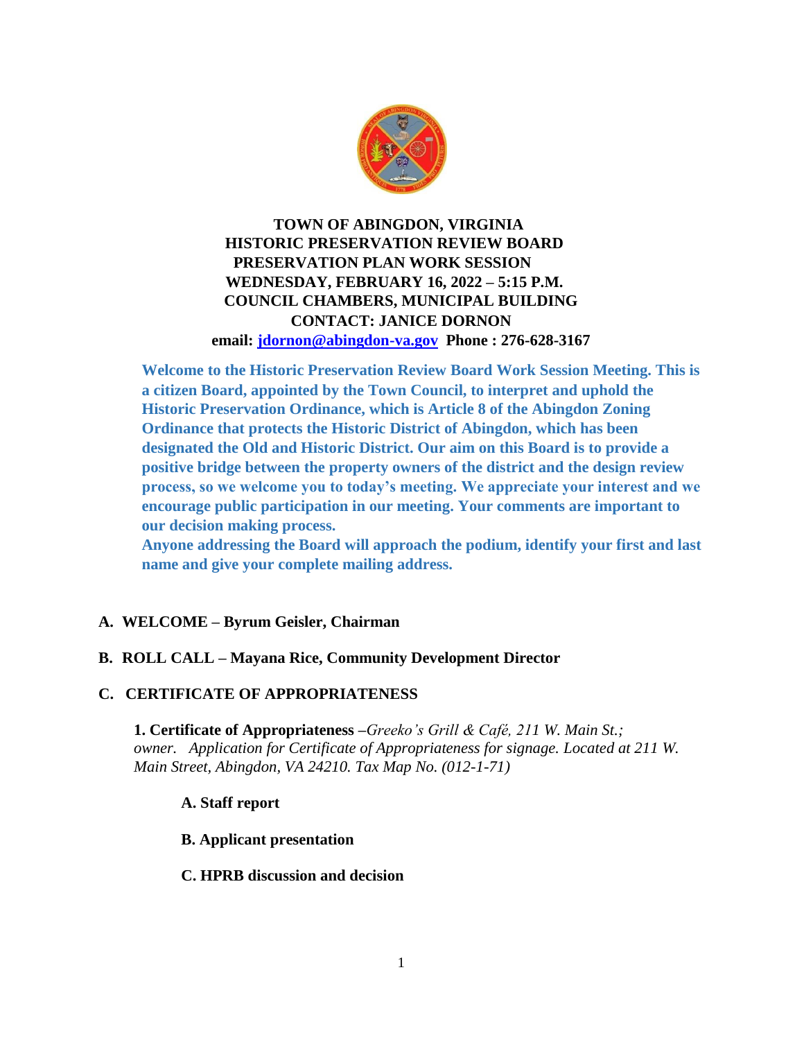**TOWN OF ABINGDON, VIRGINIA**
**HISTORIC PRESERVATION REVIEW BOARD**
**PRESERVATION PLAN WORK SESSION**
**WEDNESDAY, FEBRUARY 16, 2022 – 5:15 P.M.**
**COUNCIL CHAMBERS, MUNICIPAL BUILDING**
**CONTACT: JANICE DORNON**
**email: [jdornon@abingdon-va.gov](mailto:jdornon@abingdon-va.gov) Phone : 276-628-3167**

**Welcome to the Historic Preservation Review Board Work Session Meeting. This is a citizen Board, appointed by the Town Council, to interpret and uphold the Historic Preservation Ordinance, which is Article 8 of the Abingdon Zoning Ordinance that protects the Historic District of Abingdon, which has been designated the Old and Historic District. Our aim on this Board is to provide a positive bridge between the property owners of the district and the design review process, so we welcome you to today's meeting. We appreciate your interest and we encourage public participation in our meeting. Your comments are important to our decision making process.**
**Anyone addressing the Board will approach the podium, identify your first and last name and give your complete mailing address.**

**A. WELCOME – Byrum Geisler, Chairman**

**B. ROLL CALL – Mayana Rice, Community Development Director**

**C. CERTIFICATE OF APPROPRIATENESS**

**1. Certificate of Appropriateness** –*Greeko's Grill & Café, 211 W. Main St.; owner. Application for Certificate of Appropriateness for signage. Located at 211 W. Main Street, Abingdon, VA 24210. Tax Map No. (012-1-71)*

**A. Staff report**

**B. Applicant presentation**

**C. HPRB discussion and decision**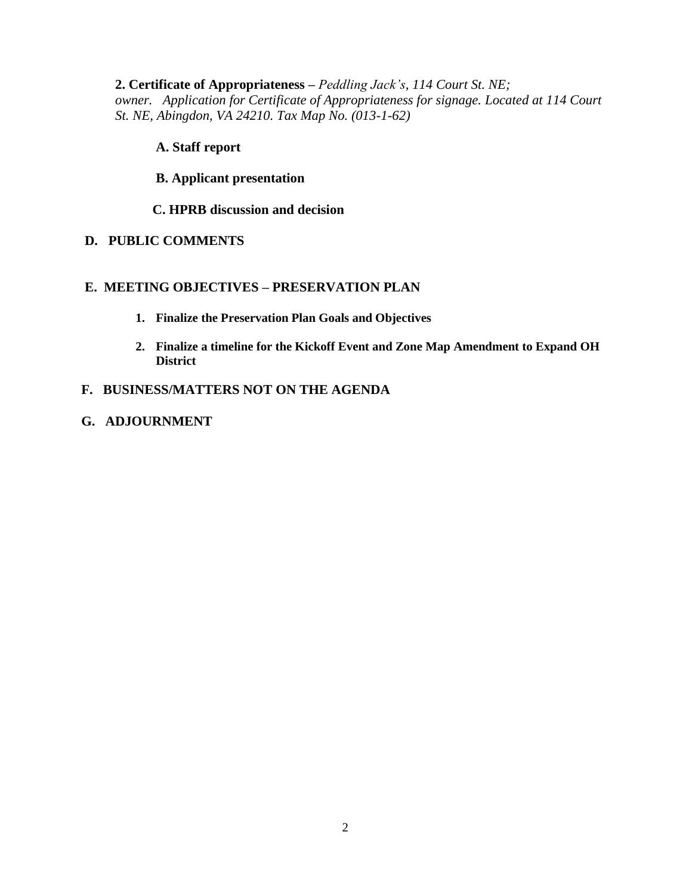**2. Certificate of Appropriateness –** *Peddling Jack's, 114 Court St. NE; owner. Application for Certificate of Appropriateness for signage. Located at 114 Court St. NE, Abingdon, VA 24210. Tax Map No. (013-1-62)*

**A. Staff report**

**B. Applicant presentation**

**C. HPRB discussion and decision**

**D. PUBLIC COMMENTS**

**E. MEETING OBJECTIVES – PRESERVATION PLAN**

1. **Finalize the Preservation Plan Goals and Objectives**
2. **Finalize a timeline for the Kickoff Event and Zone Map Amendment to Expand OH District**

**F. BUSINESS/MATTERS NOT ON THE AGENDA**

**G. ADJOURNMENT**